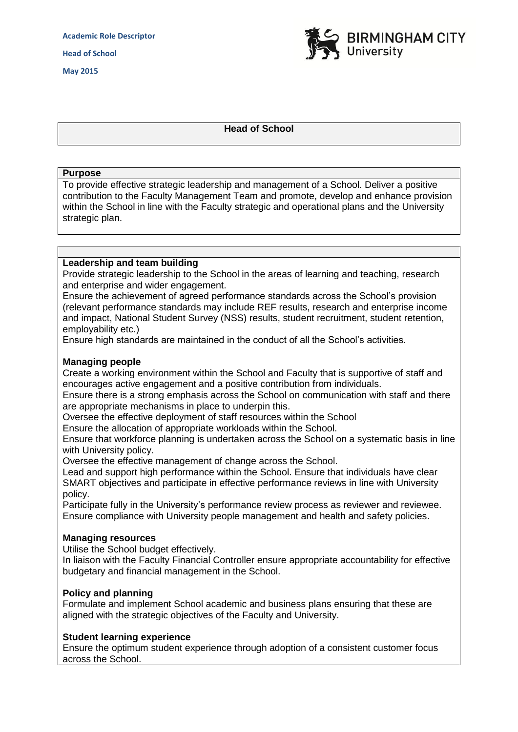**Academic Role Descriptor**

**Head of School**

**May 2015**

# Head of School

## Purpose

To provide effective strategic leadership and management of a School. Deliver a positive contribution to the Faculty Management Team and promote, develop and enhance provision within the School in line with the Faculty strategic and operational plans and the University strategic plan.

### Leadership and team building

Provide strategic leadership to the School in the areas of learning and teaching, research and enterprise and wider engagement.

Ensure the achievement of agreed performance standards across the School's provision (relevant performance standards may include REF results, research and enterprise income and impact, National Student Survey (NSS) results, student recruitment, student retention, employability etc.)

Ensure high standards are maintained in the conduct of all the School's activities.

### Managing people

Create a working environment within the School and Faculty that is supportive of staff and encourages active engagement and a positive contribution from individuals.

Ensure there is a strong emphasis across the School on communication with staff and there are appropriate mechanisms in place to underpin this.

Oversee the effective deployment of staff resources within the School

Ensure the allocation of appropriate workloads within the School.

Ensure that workforce planning is undertaken across the School on a systematic basis in line with University policy.

Oversee the effective management of change across the School.

Lead and support high performance within the School. Ensure that individuals have clear SMART objectives and participate in effective performance reviews in line with University policy.

Participate fully in the University's performance review process as reviewer and reviewee.

Ensure compliance with University people management and health and safety policies.

### Managing resources

Utilise the School budget effectively.

In liaison with the Faculty Financial Controller ensure appropriate accountability for effective budgetary and financial management in the School.

### Policy and planning

Formulate and implement School academic and business plans ensuring that these are aligned with the strategic objectives of the Faculty and University.

### Student learning experience

Ensure the optimum student experience through adoption of a consistent customer focus across the School.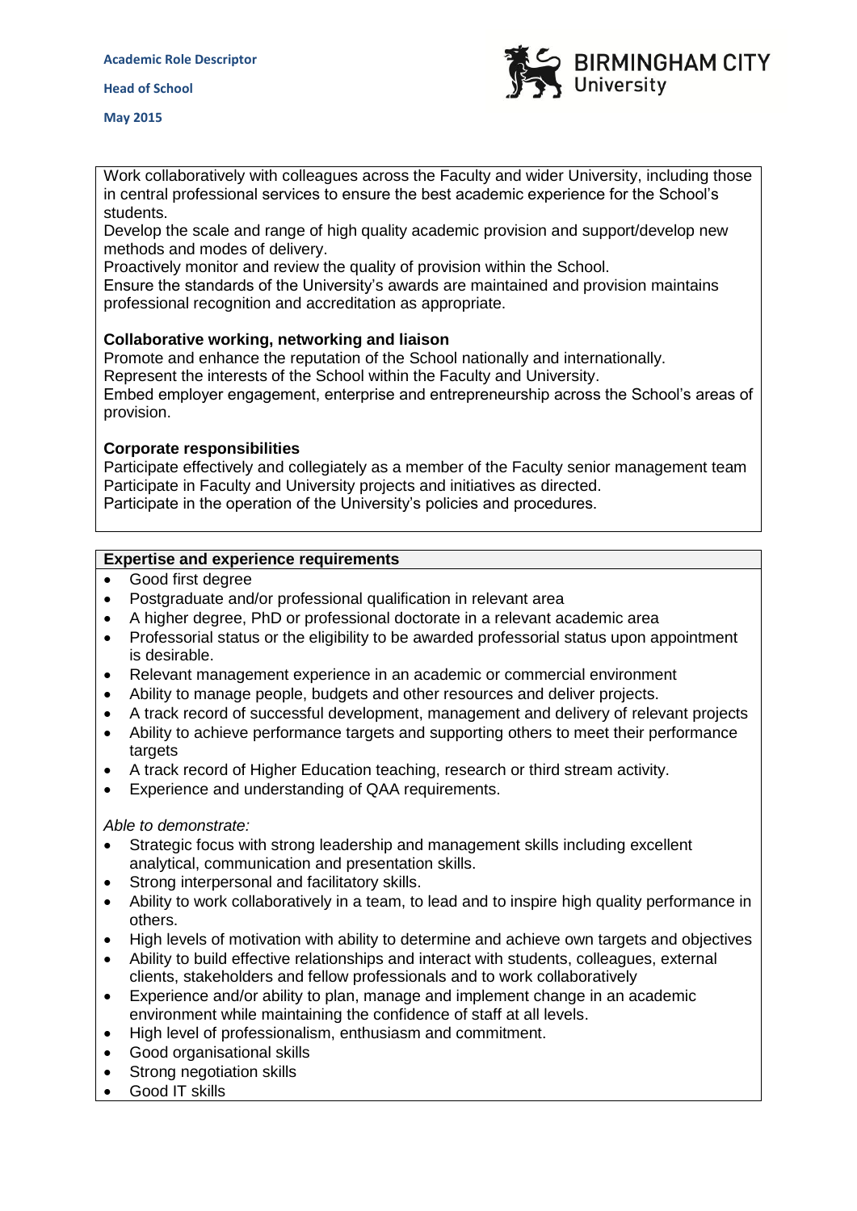Work collaboratively with colleagues across the Faculty and wider University, including those in central professional services to ensure the best academic experience for the School's students.
Develop the scale and range of high quality academic provision and support/develop new methods and modes of delivery.
Proactively monitor and review the quality of provision within the School.
Ensure the standards of the University's awards are maintained and provision maintains professional recognition and accreditation as appropriate.

**Collaborative working, networking and liaison**
Promote and enhance the reputation of the School nationally and internationally.
Represent the interests of the School within the Faculty and University.
Embed employer engagement, enterprise and entrepreneurship across the School's areas of provision.

**Corporate responsibilities**
Participate effectively and collegiately as a member of the Faculty senior management team
Participate in Faculty and University projects and initiatives as directed.
Participate in the operation of the University's policies and procedures.

**Expertise and experience requirements**

- Good first degree
- Postgraduate and/or professional qualification in relevant area
- A higher degree, PhD or professional doctorate in a relevant academic area
- Professorial status or the eligibility to be awarded professorial status upon appointment is desirable.
- Relevant management experience in an academic or commercial environment
- Ability to manage people, budgets and other resources and deliver projects.
- A track record of successful development, management and delivery of relevant projects
- Ability to achieve performance targets and supporting others to meet their performance targets
- A track record of Higher Education teaching, research or third stream activity.
- Experience and understanding of QAA requirements.

*Able to demonstrate:*

- Strategic focus with strong leadership and management skills including excellent analytical, communication and presentation skills.
- Strong interpersonal and facilitatory skills.
- Ability to work collaboratively in a team, to lead and to inspire high quality performance in others.
- High levels of motivation with ability to determine and achieve own targets and objectives
- Ability to build effective relationships and interact with students, colleagues, external clients, stakeholders and fellow professionals and to work collaboratively
- Experience and/or ability to plan, manage and implement change in an academic environment while maintaining the confidence of staff at all levels.
- High level of professionalism, enthusiasm and commitment.
- Good organisational skills
- Strong negotiation skills
- Good IT skills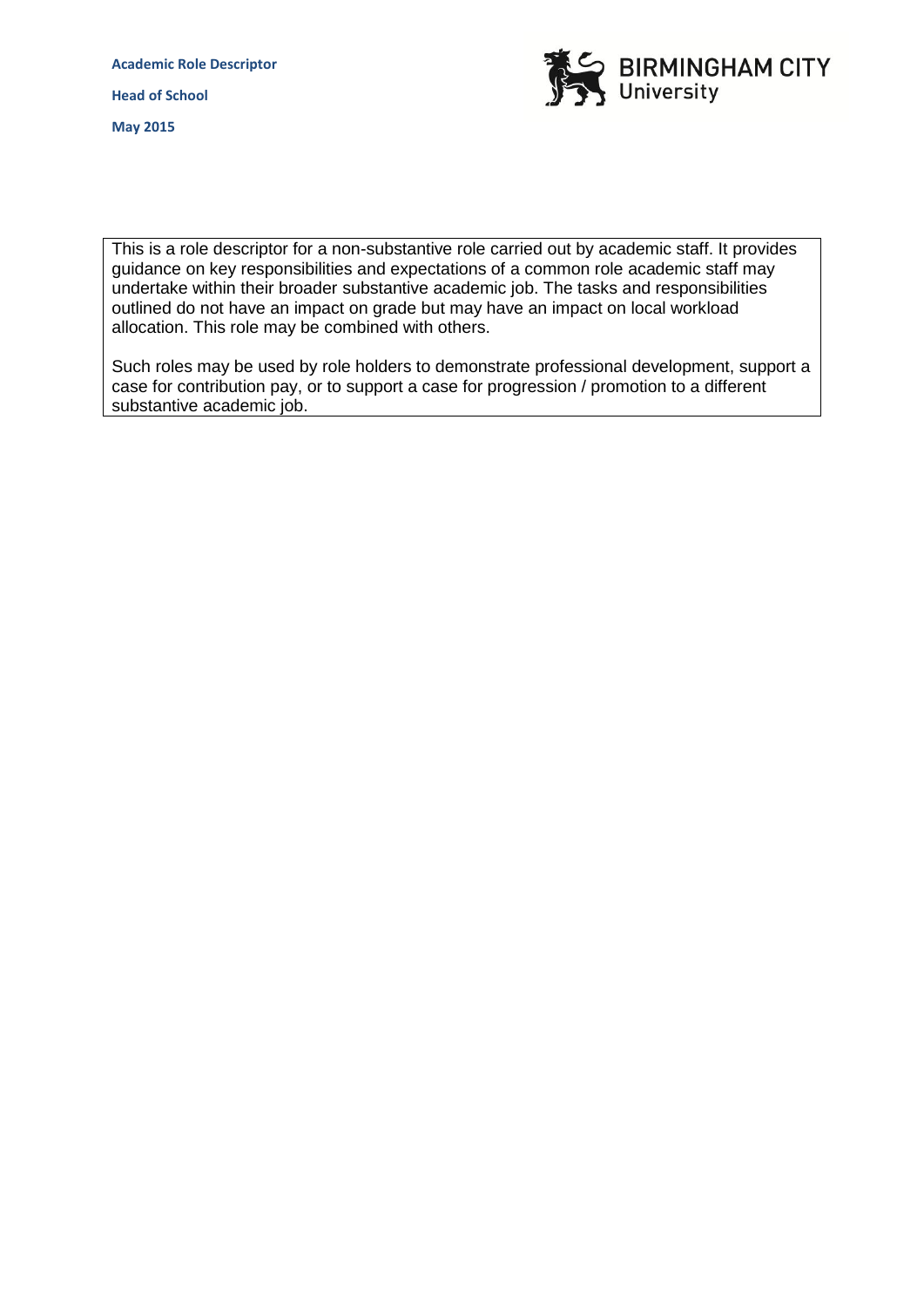This is a role descriptor for a non-substantive role carried out by academic staff. It provides guidance on key responsibilities and expectations of a common role academic staff may undertake within their broader substantive academic job. The tasks and responsibilities outlined do not have an impact on grade but may have an impact on local workload allocation. This role may be combined with others.

Such roles may be used by role holders to demonstrate professional development, support a case for contribution pay, or to support a case for progression / promotion to a different substantive academic job.